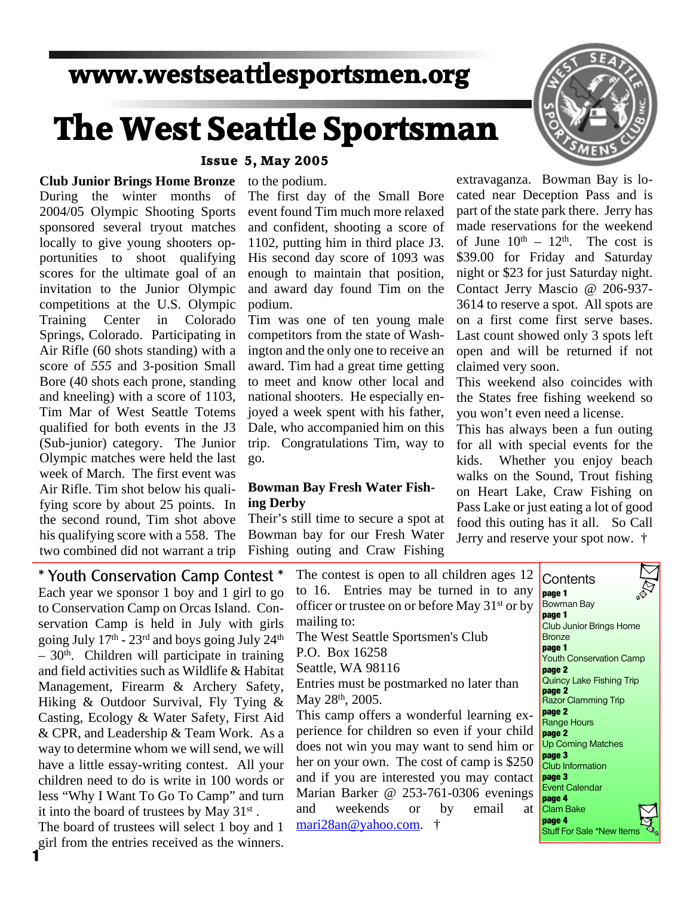www.westseattlesportsmen.org

# The West Seattle Sportsman

**Issue 5, May 2005**

## Club Junior Brings Home Bronze

During the winter months of 2004/05 Olympic Shooting Sports sponsored several tryout matches locally to give young shooters opportunities to shoot qualifying scores for the ultimate goal of an invitation to the Junior Olympic competitions at the U.S. Olympic Training Center in Colorado Springs, Colorado. Participating in Air Rifle (60 shots standing) with a score of *555* and 3-position Small Bore (40 shots each prone, standing and kneeling) with a score of 1103, Tim Mar of West Seattle Totems qualified for both events in the J3 (Sub-junior) category. The Junior Olympic matches were held the last week of March. The first event was Air Rifle. Tim shot below his qualifying score by about 25 points. In the second round, Tim shot above his qualifying score with a 558. The two combined did not warrant a trip to the podium.

The first day of the Small Bore event found Tim much more relaxed and confident, shooting a score of 1102, putting him in third place J3. His second day score of 1093 was enough to maintain that position, and award day found Tim on the podium.

Tim was one of ten young male competitors from the state of Washington and the only one to receive an award. Tim had a great time getting to meet and know other local and national shooters. He especially enjoyed a week spent with his father, Dale, who accompanied him on this trip. Congratulations Tim, way to go.

## Bowman Bay Fresh Water Fishing Derby

Their's still time to secure a spot at Bowman bay for our Fresh Water Fishing outing and Craw Fishing extravaganza. Bowman Bay is located near Deception Pass and is part of the state park there. Jerry has made reservations for the weekend of June 10th – 12th. The cost is $39.00 for Friday and Saturday night or $23 for just Saturday night. Contact Jerry Mascio @ 206-937-3614 to reserve a spot. All spots are on a first come first serve bases. Last count showed only 3 spots left open and will be returned if not claimed very soon.

This weekend also coincides with the States free fishing weekend so you won't even need a license.

This has always been a fun outing for all with special events for the kids. Whether you enjoy beach walks on the Sound, Trout fishing on Heart Lake, Craw Fishing on Pass Lake or just eating a lot of good food this outing has it all. So Call Jerry and reserve your spot now. †

## * Youth Conservation Camp Contest *

Each year we sponsor 1 boy and 1 girl to go to Conservation Camp on Orcas Island. Conservation Camp is held in July with girls going July 17th - 23rd and boys going July 24th – 30th. Children will participate in training and field activities such as Wildlife & Habitat Management, Firearm & Archery Safety, Hiking & Outdoor Survival, Fly Tying & Casting, Ecology & Water Safety, First Aid & CPR, and Leadership & Team Work. As a way to determine whom we will send, we will have a little essay-writing contest. All your children need to do is write in 100 words or less "Why I Want To Go To Camp" and turn it into the board of trustees by May 31st .

The board of trustees will select 1 boy and 1 girl from the entries received as the winners.

The contest is open to all children ages 12 to 16. Entries may be turned in to any officer or trustee on or before May 31st or by mailing to:

The West Seattle Sportsmen's Club
P.O. Box 16258
Seattle, WA 98116

Entries must be postmarked no later than May 28th, 2005.

This camp offers a wonderful learning experience for children so even if your child does not win you may want to send him or her on your own. The cost of camp is $250 and if you are interested you may contact Marian Barker @ 253-761-0306 evenings and weekends or by email at mari28an@yahoo.com. †

## Contents

- **page 1** Bowman Bay
- **page 1** Club Junior Brings Home Bronze
- **page 1** Youth Conservation Camp
- **page 2** Quincy Lake Fishing Trip
- **page 2** Razor Clamming Trip
- **page 2** Range Hours
- **page 2** Up Coming Matches
- **page 3** Club Information
- **page 3** Event Calendar
- **page 4** Clam Bake
- **page 4** Stuff For Sale *New Items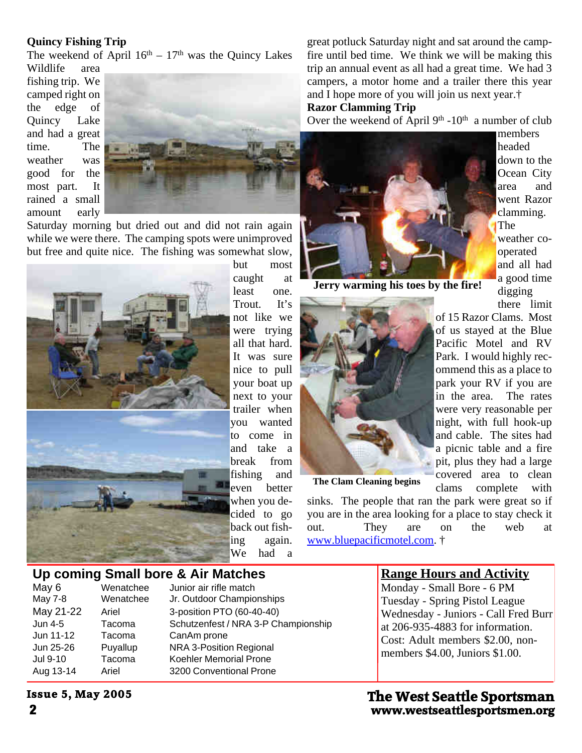## Quincy Fishing Trip

The weekend of April 16th – 17th was the Quincy Lakes Wildlife area fishing trip. We camped right on the edge of Quincy Lake and had a great time. The weather was good for the most part. It rained a small amount early Saturday morning but dried out and did not rain again while we were there. The camping spots were unimproved but free and quite nice. The fishing was somewhat slow, but most caught at least one. Trout. It's not like we were trying all that hard. It was sure nice to pull your boat up next to your trailer when you wanted to come in and take a break from fishing and even better when you decided to go back out fishing again. We had a great potluck Saturday night and sat around the campfire until bed time. We think we will be making this trip an annual event as all had a great time. We had 3 campers, a motor home and a trailer there this year and I hope more of you will join us next year.†

## Razor Clamming Trip

Over the weekend of April 9th -10th a number of club members headed down to the Ocean City area and went Razor clamming. The weather co-operated and all had a good time digging there limit of 15 Razor Clams. Most of us stayed at the Blue Pacific Motel and RV Park. I would highly recommend this as a place to park your RV if you are in the area. The rates were very reasonable per night, with full hook-up and cable. The sites had a picnic table and a fire pit, plus they had a large covered area to clean clams complete with sinks. The people that ran the park were great so if you are in the area looking for a place to stay check it out. They are on the web at www.bluepacificmotel.com. †

**Jerry warming his toes by the fire!**

**The Clam Cleaning begins**

## Up coming Small bore & Air Matches

| | | |
|---|---|---|
| May 6 | Wenatchee | Junior air rifle match |
| May 7-8 | Wenatchee | Jr. Outdoor Championships |
| May 21-22 | Ariel | 3-position PTO (60-40-40) |
| Jun 4-5 | Tacoma | Schutzenfest / NRA 3-P Championship |
| Jun 11-12 | Tacoma | CanAm prone |
| Jun 25-26 | Puyallup | NRA 3-Position Regional |
| Jul 9-10 | Tacoma | Koehler Memorial Prone |
| Aug 13-14 | Ariel | 3200 Conventional Prone |

## Range Hours and Activity

Monday - Small Bore - 6 PM
Tuesday - Spring Pistol League
Wednesday - Juniors - Call Fred Burr at 206-935-4883 for information.
Cost: Adult members $2.00, non-members $4.00, Juniors $1.00.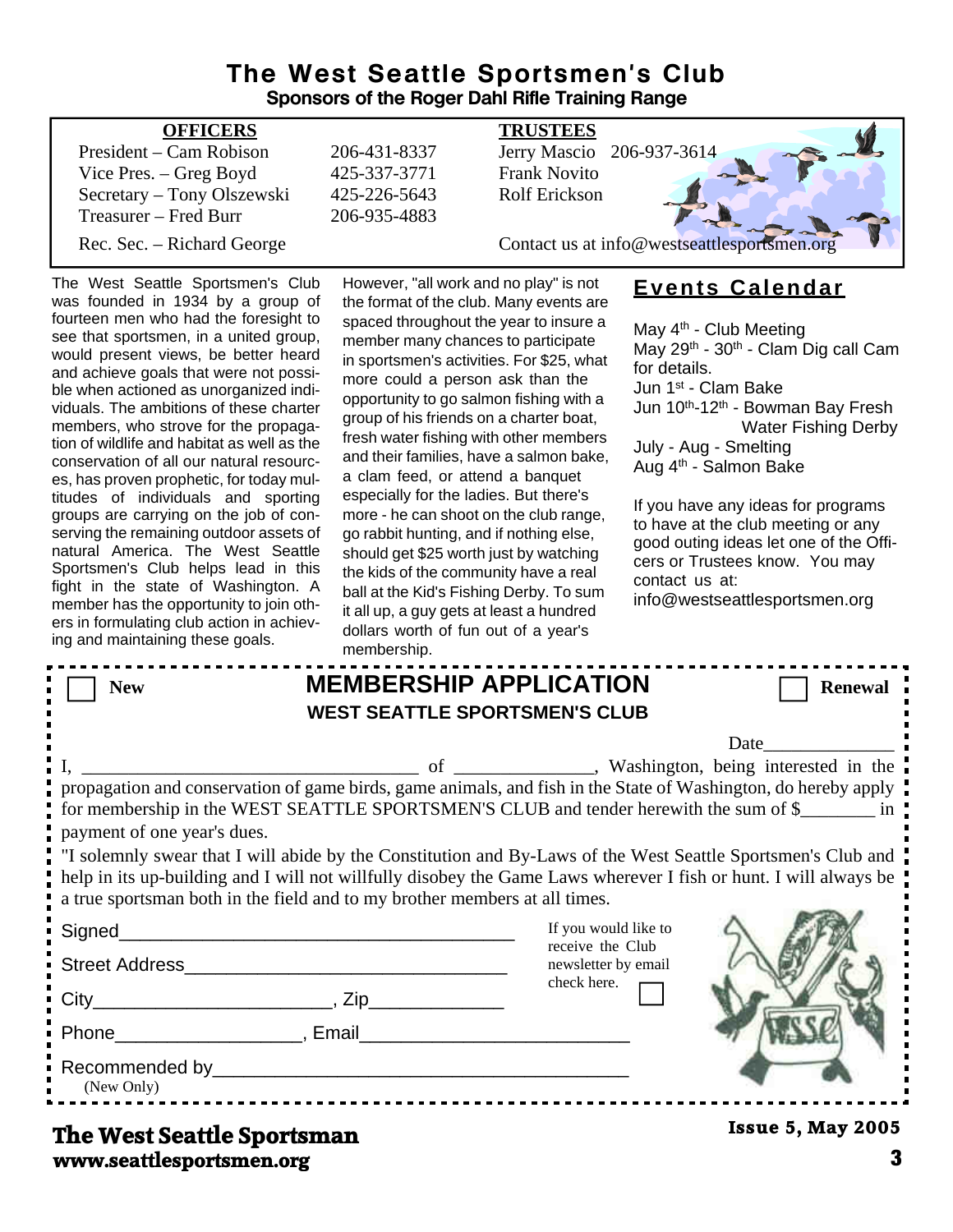# The West Seattle Sportsmen's Club

**Sponsors of the Roger Dahl Rifle Training Range**

| OFFICERS | | TRUSTEES |
|---|---|---|
| President – Cam Robison | 206-431-8337 | Jerry Mascio 206-937-3614 |
| Vice Pres. – Greg Boyd | 425-337-3771 | Frank Novito |
| Secretary – Tony Olszewski | 425-226-5643 | Rolf Erickson |
| Treasurer – Fred Burr | 206-935-4883 | |
| Rec. Sec. – Richard George | | Contact us at info@westseattlesportsmen.org |

The West Seattle Sportsmen's Club was founded in 1934 by a group of fourteen men who had the foresight to see that sportsmen, in a united group, would present views, be better heard and achieve goals that were not possible when actioned as unorganized individuals. The ambitions of these charter members, who strove for the propagation of wildlife and habitat as well as the conservation of all our natural resources, has proven prophetic, for today multitudes of individuals and sporting groups are carrying on the job of conserving the remaining outdoor assets of natural America. The West Seattle Sportsmen's Club helps lead in this fight in the state of Washington. A member has the opportunity to join others in formulating club action in achieving and maintaining these goals.

However, "all work and no play" is not the format of the club. Many events are spaced throughout the year to insure a member many chances to participate in sportsmen's activities. For $25, what more could a person ask than the opportunity to go salmon fishing with a group of his friends on a charter boat, fresh water fishing with other members and their families, have a salmon bake, a clam feed, or attend a banquet especially for the ladies. But there's more - he can shoot on the club range, go rabbit hunting, and if nothing else, should get $25 worth just by watching the kids of the community have a real ball at the Kid's Fishing Derby. To sum it all up, a guy gets at least a hundred dollars worth of fun out of a year's membership.

## Events Calendar

May 4th - Club Meeting
May 29th - 30th - Clam Dig call Cam for details.
Jun 1st - Clam Bake
Jun 10th-12th - Bowman Bay Fresh Water Fishing Derby
July - Aug - Smelting
Aug 4th - Salmon Bake

If you have any ideas for programs to have at the club meeting or any good outing ideas let one of the Officers or Trustees know. You may contact us at: info@westseattlesportsmen.org

---

☐ New **MEMBERSHIP APPLICATION** ☐ Renewal

**WEST SEATTLE SPORTSMEN'S CLUB**

Date______________

I, ____________________________________ of _______________, Washington, being interested in the propagation and conservation of game birds, game animals, and fish in the State of Washington, do hereby apply for membership in the WEST SEATTLE SPORTSMEN'S CLUB and tender herewith the sum of $________ in payment of one year's dues.

"I solemnly swear that I will abide by the Constitution and By-Laws of the West Seattle Sportsmen's Club and help in its up-building and I will not willfully disobey the Game Laws wherever I fish or hunt. I will always be a true sportsman both in the field and to my brother members at all times.

Signed_______________________________________

Street Address________________________________

City_______________________, Zip_____________

Phone__________________, Email_________________________

Recommended by_______________________________________
(New Only)

If you would like to receive the Club newsletter by email check here. ☐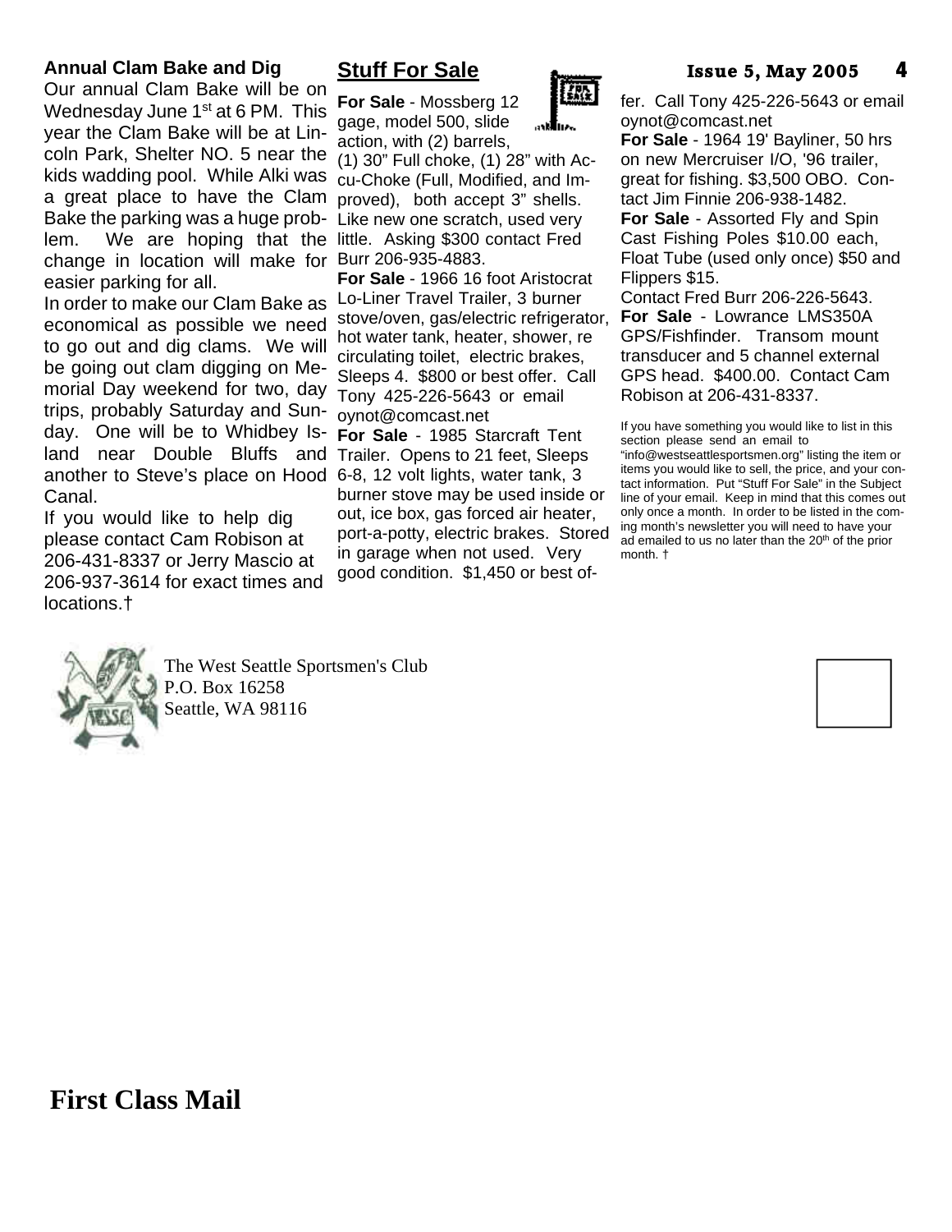**Annual Clam Bake and Dig**

Our annual Clam Bake will be on Wednesday June 1st at 6 PM. This year the Clam Bake will be at Lincoln Park, Shelter NO. 5 near the kids wadding pool. While Alki was a great place to have the Clam Bake the parking was a huge problem. We are hoping that the change in location will make for easier parking for all.

In order to make our Clam Bake as economical as possible we need to go out and dig clams. We will be going out clam digging on Memorial Day weekend for two, day trips, probably Saturday and Sunday. One will be to Whidbey Island near Double Bluffs and another to Steve's place on Hood Canal.

If you would like to help dig please contact Cam Robison at 206-431-8337 or Jerry Mascio at 206-937-3614 for exact times and locations.†

## Stuff For Sale

**For Sale** - Mossberg 12 gage, model 500, slide action, with (2) barrels, (1) 30" Full choke, (1) 28" with Accu-Choke (Full, Modified, and Improved), both accept 3" shells. Like new one scratch, used very little. Asking $300 contact Fred Burr 206-935-4883.

**For Sale** - 1966 16 foot Aristocrat Lo-Liner Travel Trailer, 3 burner stove/oven, gas/electric refrigerator, hot water tank, heater, shower, re circulating toilet, electric brakes, Sleeps 4. $800 or best offer. Call Tony 425-226-5643 or email oynot@comcast.net

**For Sale** - 1985 Starcraft Tent Trailer. Opens to 21 feet, Sleeps 6-8, 12 volt lights, water tank, 3 burner stove may be used inside or out, ice box, gas forced air heater, port-a-potty, electric brakes. Stored in garage when not used. Very good condition. $1,450 or best offer. Call Tony 425-226-5643 or email oynot@comcast.net

**For Sale** - 1964 19' Bayliner, 50 hrs on new Mercruiser I/O, '96 trailer, great for fishing. $3,500 OBO. Contact Jim Finnie 206-938-1482.

**For Sale** - Assorted Fly and Spin Cast Fishing Poles $10.00 each, Float Tube (used only once) $50 and Flippers $15.

Contact Fred Burr 206-226-5643.

**For Sale** - Lowrance LMS350A GPS/Fishfinder. Transom mount transducer and 5 channel external GPS head. $400.00. Contact Cam Robison at 206-431-8337.

If you have something you would like to list in this section please send an email to "info@westseattlesportsmen.org" listing the item or items you would like to sell, the price, and your contact information. Put "Stuff For Sale" in the Subject line of your email. Keep in mind that this comes out only once a month. In order to be listed in the coming month's newsletter you will need to have your ad emailed to us no later than the 20th of the prior month. †

The West Seattle Sportsmen's Club
P.O. Box 16258
Seattle, WA 98116

**First Class Mail**